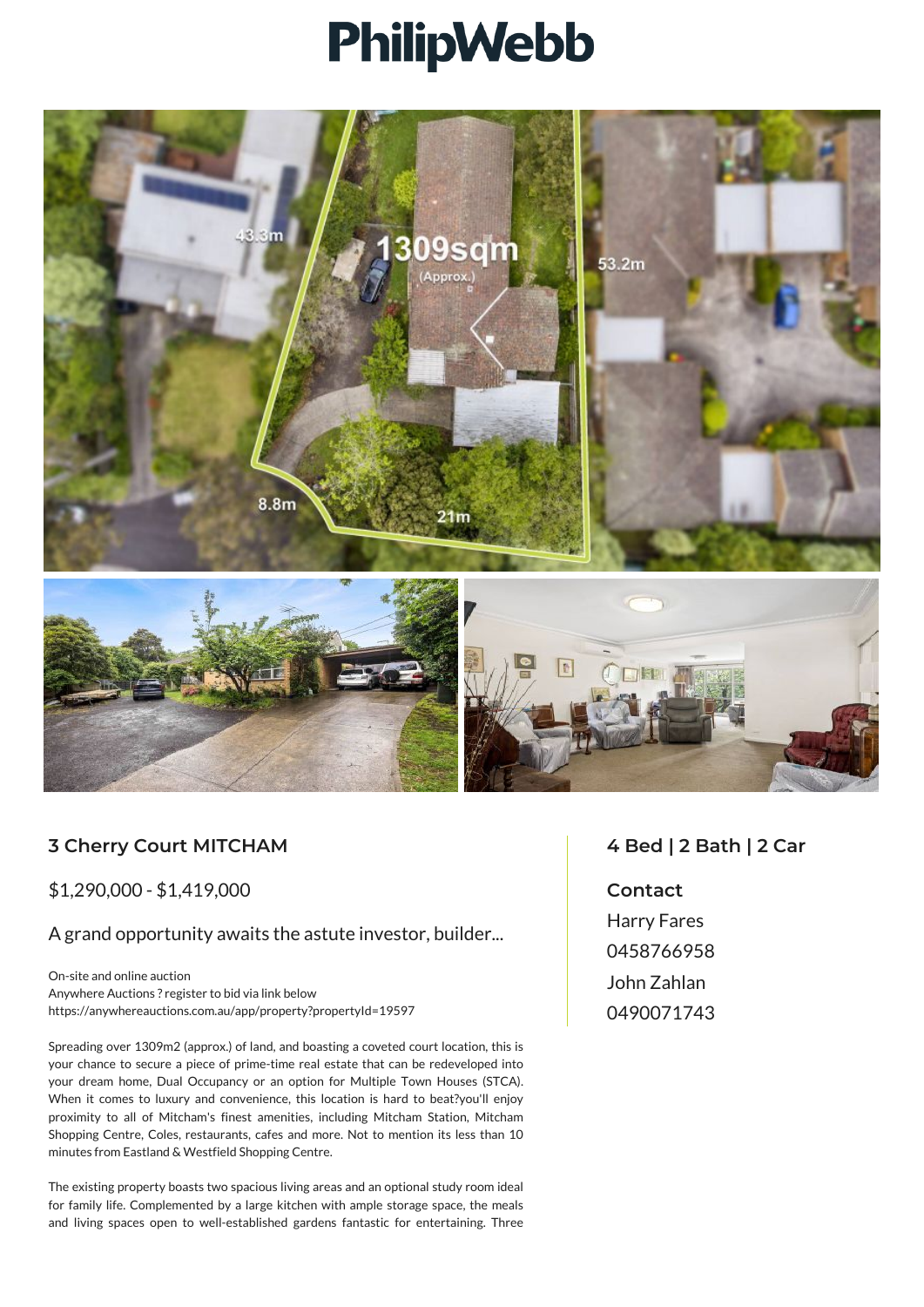# PhilipWebb

## 3 Cherry Court MITCHAM

$1,290,000 - $1,419,000

A grand opportunity awaits the astute investor, builder...

On-site and online auction
Anywhere Auctions ? register to bid via link below
https://anywhereauctions.com.au/app/property?propertyId=19597

Spreading over 1309m2 (approx.) of land, and boasting a coveted court location, this is your chance to secure a piece of prime-time real estate that can be redeveloped into your dream home, Dual Occupancy or an option for Multiple Town Houses (STCA). When it comes to luxury and convenience, this location is hard to beat?you'll enjoy proximity to all of Mitcham's finest amenities, including Mitcham Station, Mitcham Shopping Centre, Coles, restaurants, cafes and more. Not to mention its less than 10 minutes from Eastland & Westfield Shopping Centre.

The existing property boasts two spacious living areas and an optional study room ideal for family life. Complemented by a large kitchen with ample storage space, the meals and living spaces open to well-established gardens fantastic for entertaining. Three

## 4 Bed | 2 Bath | 2 Car

**Contact**

Harry Fares
0458766958
John Zahlan
0490071743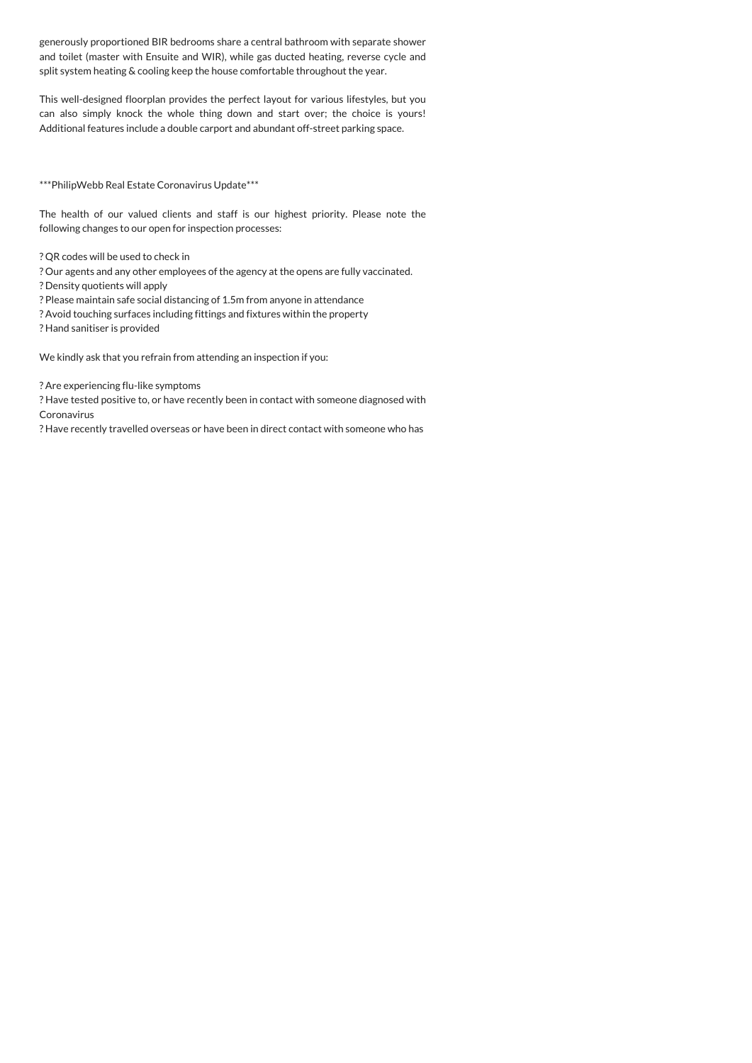generously proportioned BIR bedrooms share a central bathroom with separate shower and toilet (master with Ensuite and WIR), while gas ducted heating, reverse cycle and split system heating & cooling keep the house comfortable throughout the year.

This well-designed floorplan provides the perfect layout for various lifestyles, but you can also simply knock the whole thing down and start over; the choice is yours! Additional features include a double carport and abundant off-street parking space.

***PhilipWebb Real Estate Coronavirus Update***

The health of our valued clients and staff is our highest priority. Please note the following changes to our open for inspection processes:

? QR codes will be used to check in
? Our agents and any other employees of the agency at the opens are fully vaccinated.
? Density quotients will apply
? Please maintain safe social distancing of 1.5m from anyone in attendance
? Avoid touching surfaces including fittings and fixtures within the property
? Hand sanitiser is provided

We kindly ask that you refrain from attending an inspection if you:

? Are experiencing flu-like symptoms
? Have tested positive to, or have recently been in contact with someone diagnosed with Coronavirus
? Have recently travelled overseas or have been in direct contact with someone who has